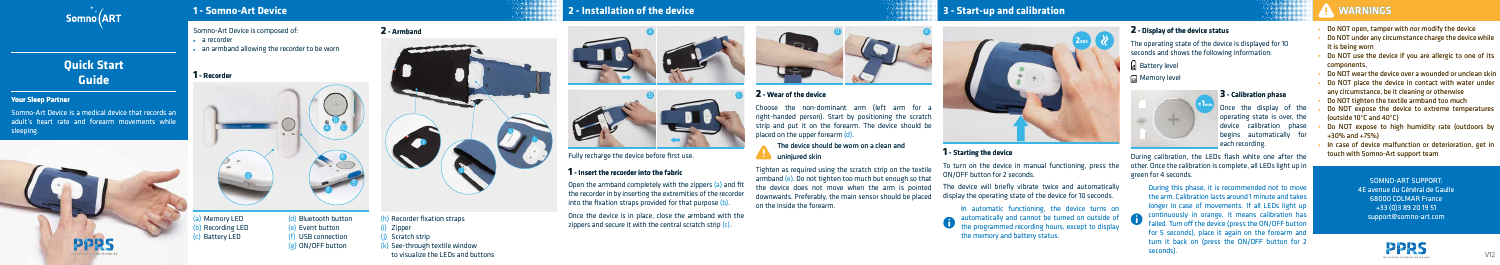# Quick Start Guide

**Your Sleep Partner**

Somno-Art Device is a medical device that records an adult's heart rate and forearm movements while sleeping.

## 1 - Somno-Art Device

Somno-Art Device is composed of:

- a recorder
- an armband allowing the recorder to be worn

### 1 - Recorder

(a) Memory LED
(b) Recording LED
(c) Battery LED
(d) Bluetooth button
(e) Event button
(f) USB connection
(g) ON/OFF button

### 2 - Armband

(h) Recorder fixation straps
(i) Zipper
(j) Scratch strip
(k) See-through textile window to visualize the LEDs and buttons

## 2 - Installation of the device

Fully recharge the device before first use.

### 1 - Insert the recorder into the fabric

Open the armband completely with the zippers (a) and fit the recorder in by inserting the extremities of the recorder into the fixation straps provided for that purpose (b).

Once the device is in place, close the armband with the zippers and secure it with the central scratch strip (c).

### 2 - Wear of the device

Choose the non-dominant arm (left arm for a right-handed person). Start by positioning the scratch strip and put it on the forearm. The device should be placed on the upper forearm (d).

**The device should be worn on a clean and uninjured skin**

Tighten as required using the scratch strip on the textile armband (e). Do not tighten too much but enough so that the device does not move when the arm is pointed downwards. Preferably, the main sensor should be placed on the inside the forearm.

## 3 - Start-up and calibration

### 1 - Starting the device

To turn on the device in manual functioning, press the ON/OFF button for 2 seconds.

The device will briefly vibrate twice and automatically display the operating state of the device for 10 seconds.

In automatic functioning, the device turns on automatically and cannot be turned on outside of the programmed recording hours, except to display the memory and battery status.

### 2 - Display of the device status

The operating state of the device is displayed for 10 seconds and shows the following information:

- Battery level
- Memory level

### 3 - Calibration phase

Once the display of the operating state is over, the device calibration phase begins automatically for each recording.

During calibration, the LEDs flash white one after the other. Once the calibration is complete, all LEDs light up in green for 4 seconds.

During this phase, it is recommended not to move the arm. Calibration lasts around 1 minute and takes longer in case of movements. If all LEDs light up continuously in orange, it means calibration has failed. Turn off the device (press the ON/OFF button for 5 seconds), place it again on the forearm and turn it back on (press the ON/OFF button for 2 seconds).

## WARNINGS

- Do NOT open, tamper with nor modify the device
- Do NOT under any circumstance charge the device while it is being worn
- Do NOT use the device if you are allergic to one of its components.
- Do NOT wear the device over a wounded or unclean skin
- Do NOT place the device in contact with water under any circumstance, be it cleaning or otherwise
- Do NOT tighten the textile armband too much
- Do NOT expose the device to extreme temperatures (outside 10°C and 40°C)
- Do NOT expose to high humidity rate (outdoors by +30% and +75%)
- In case of device malfunction or deterioration, get in touch with Somno-Art support team

SOMNO-ART SUPPORT:
4E avenue du Général de Gaulle
68000 COLMAR France
+33 (0)3 89 20 19 51
support@somno-art.com

V12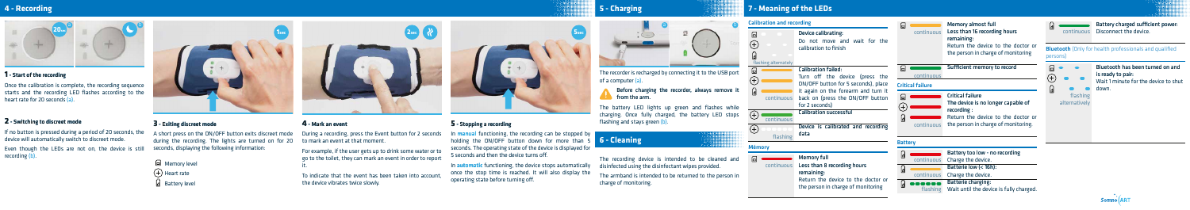## 4 - Recording

### 1 - Start of the recording

Once the calibration is complete, the recording sequence starts and the recording LED flashes according to the heart rate for 20 seconds (a).

### 2 - Switching to discreet mode

If no button is pressed during a period of 20 seconds, the device will automatically switch to discreet mode.

Even though the LEDs are not on, the device is still recording (b).

### 3 - Exiting discreet mode

A short press on the ON/OFF button exits discreet mode during the recording. The lights are turned on for 20 seconds, displaying the following information:

- Memory level
- Heart rate
- Battery level

### 4 - Mark an event

During a recording, press the Event button for 2 seconds to mark an event at that moment.

For example, if the user gets up to drink some water or to go to the toilet, they can mark an event in order to report it.

To indicate that the event has been taken into account, the device vibrates twice slowly.

### 5 - Stopping a recording

In manual functioning, the recording can be stopped by holding the ON/OFF button down for more than 5 seconds. The operating state of the device is displayed for 5 seconds and then the device turns off.

In automatic functioning, the device stops automatically once the stop time is reached. It will also display the operating state before turning off.

## 5 - Charging

The recorder is recharged by connecting it to the USB port of a computer (a).

**Before charging the recorder, always remove it from the arm.**

The battery LED lights up green and flashes while charging. Once fully charged, the battery LED stops flashing and stays green (b).

## 6 - Cleaning

The recording device is intended to be cleaned and disinfected using the disinfectant wipes provided.

The armband is intended to be returned to the person in charge of monitoring.

## 7 - Meaning of the LEDs

### Calibration and recording

| | |
|---|---|
| flashing alternately | **Device calibrating:** Do not move and wait for the calibration to finish |
| continuous | **Calibration failed:** Turn off the device (press the ON/OFF button for 5 seconds), place it again on the forearm and turn it back on (press the ON/OFF button for 2 seconds) |
| continuous | **Calibration successful** |
| flashing | **Device is calibrated and recording data** |

### Memory

| | |
|---|---|
| continuous | **Memory full** **Less than 8 recording hours remaining:** Return the device to the doctor or the person in charge of monitoring |
| continuous | **Memory almost full** **Less than 16 recording hours remaining:** Return the device to the doctor or the person in charge of monitoring |
| continuous | **Sufficient memory to record** |

### Critical failure

| | |
|---|---|
| continuous | **Critical failure** **The device is no longer capable of recording :** Return the device to the doctor or the person in charge of monitoring. |

### Battery

| | |
|---|---|
| continuous | **Battery too low - no recording** Charge the device. |
| continuous | **Batterie low (< 16h):** Charge the device. |
| flashing | **Batterie charging:** Wait until the device is fully charged. |
| continuous | **Battery charged sufficient power:** Disconnect the device. |

### Bluetooth (Only for health professionals and qualified persons)

| | |
|---|---|
| flashing alternatively | **Bluetooth has been turned on and is ready to pair:** Wait 1 minute for the device to shut down. |